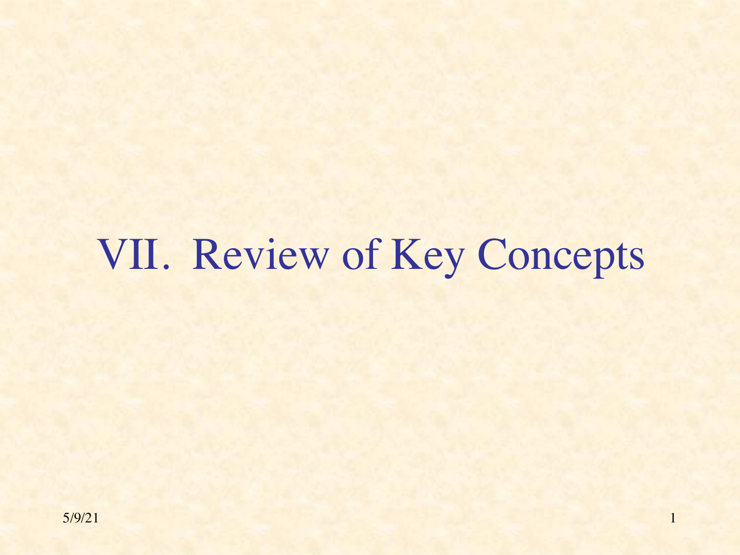# VII. Review of Key Concepts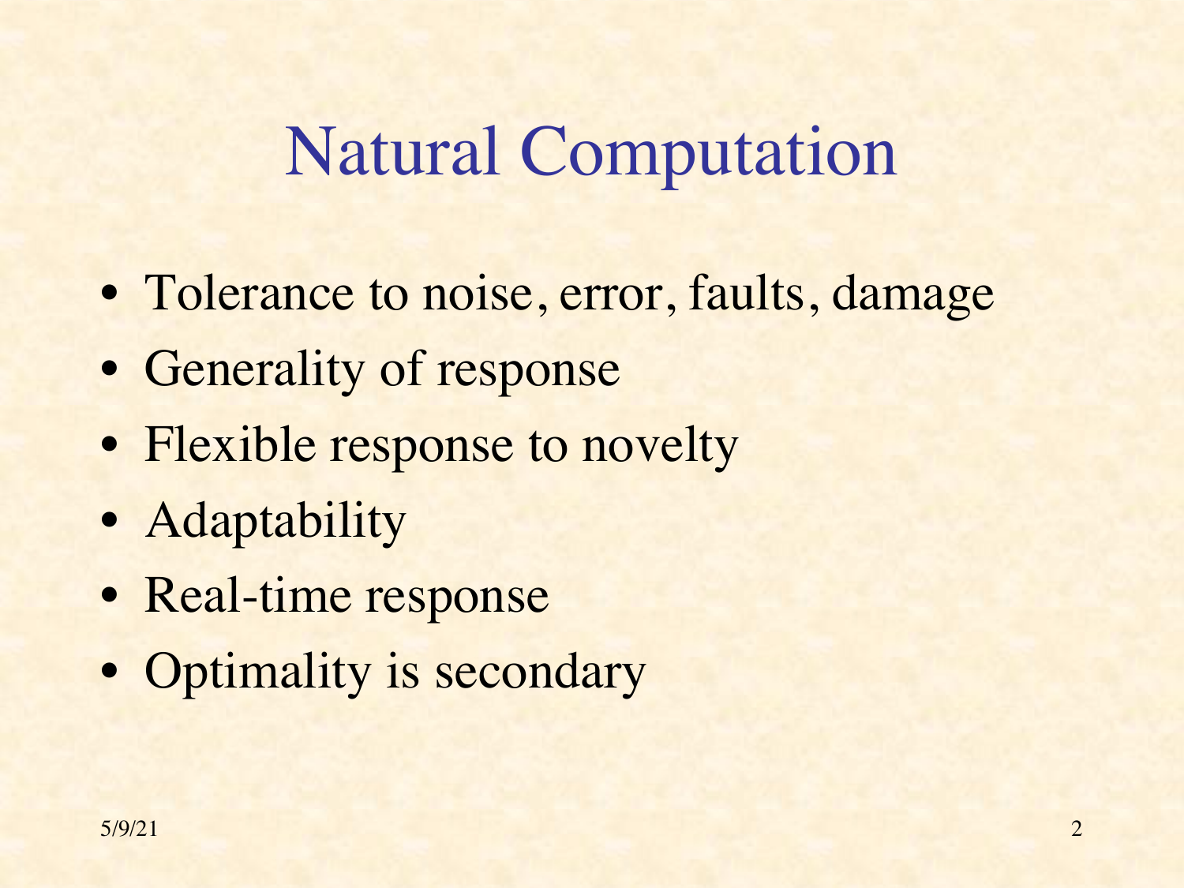# Natural Computation

- Tolerance to noise, error, faults, damage
- Generality of response
- Flexible response to novelty
- Adaptability
- Real-time response
- Optimality is secondary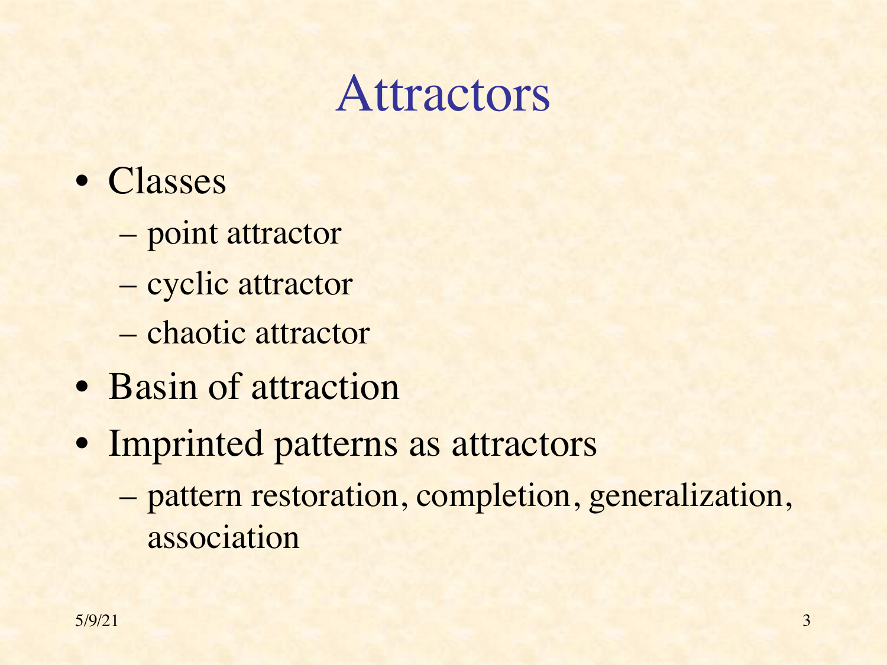# Attractors

- Classes
  - point attractor
  - cyclic attractor
  - chaotic attractor
- Basin of attraction
- Imprinted patterns as attractors
  - pattern restoration, completion, generalization, association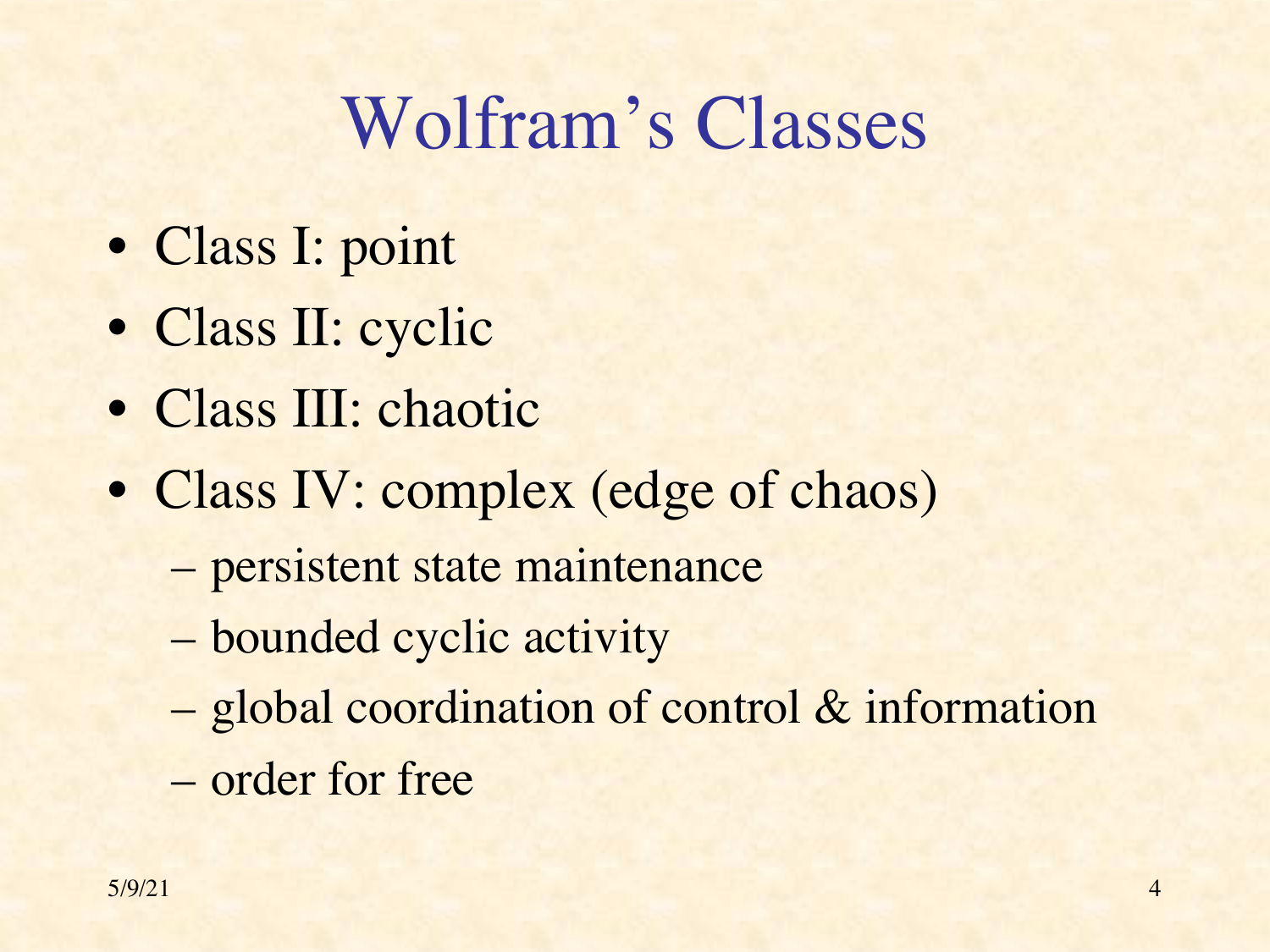# Wolfram's Classes

- Class I: point
- Class II: cyclic
- Class III: chaotic
- Class IV: complex (edge of chaos)
  - persistent state maintenance
  - bounded cyclic activity
  - global coordination of control & information
  - order for free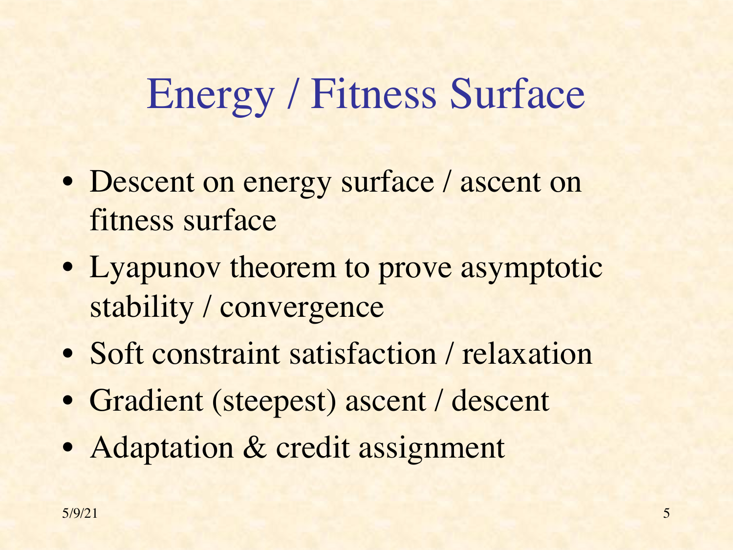# Energy / Fitness Surface

- Descent on energy surface / ascent on fitness surface
- Lyapunov theorem to prove asymptotic stability / convergence
- Soft constraint satisfaction / relaxation
- Gradient (steepest) ascent / descent
- Adaptation & credit assignment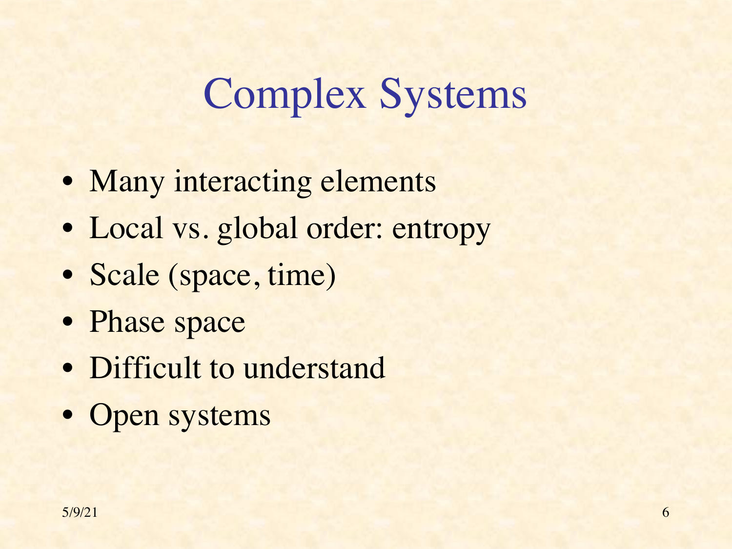# Complex Systems

- Many interacting elements
- Local vs. global order: entropy
- Scale (space, time)
- Phase space
- Difficult to understand
- Open systems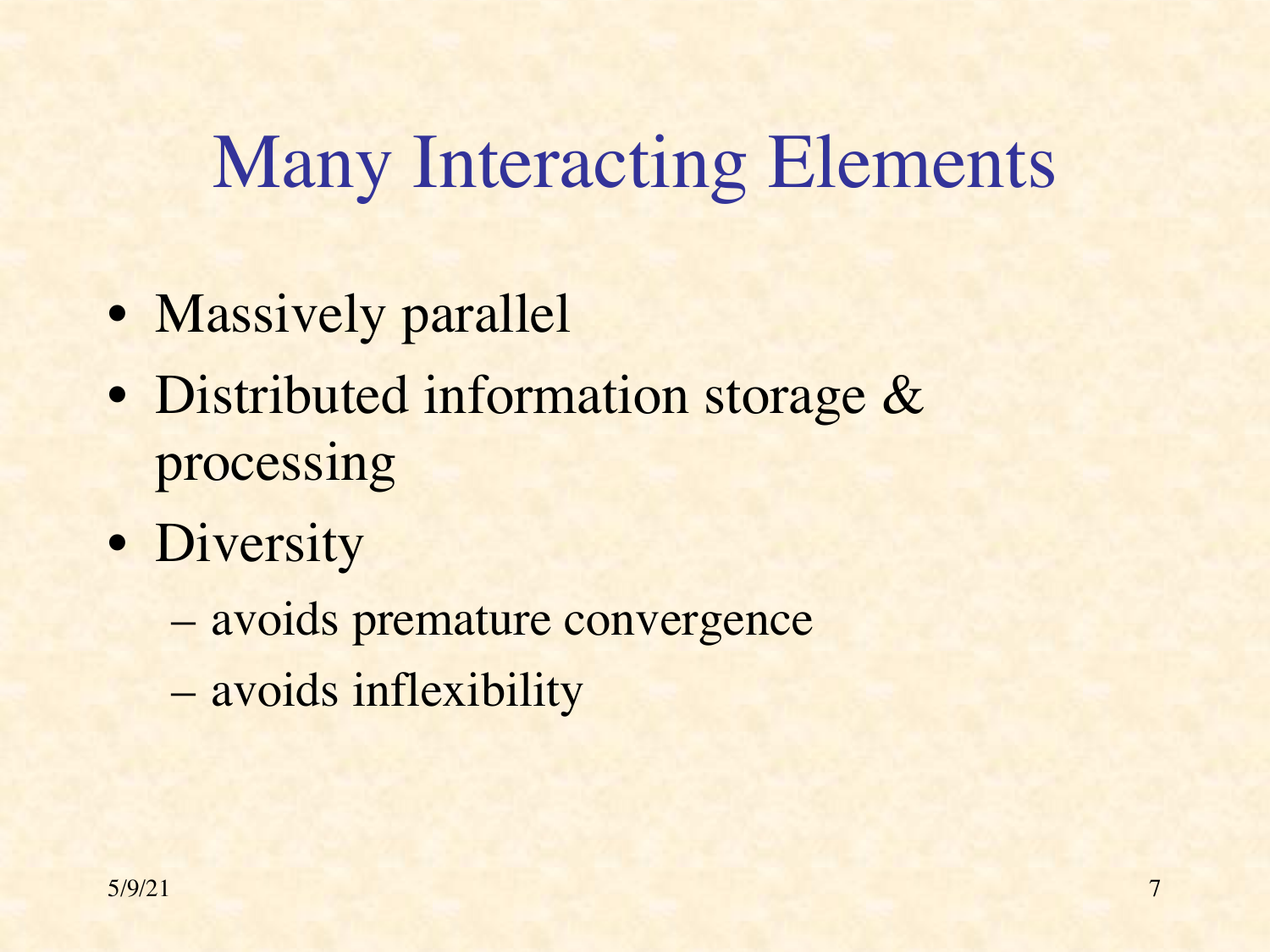# Many Interacting Elements

- Massively parallel
- Distributed information storage & processing
- Diversity
  - avoids premature convergence
  - avoids inflexibility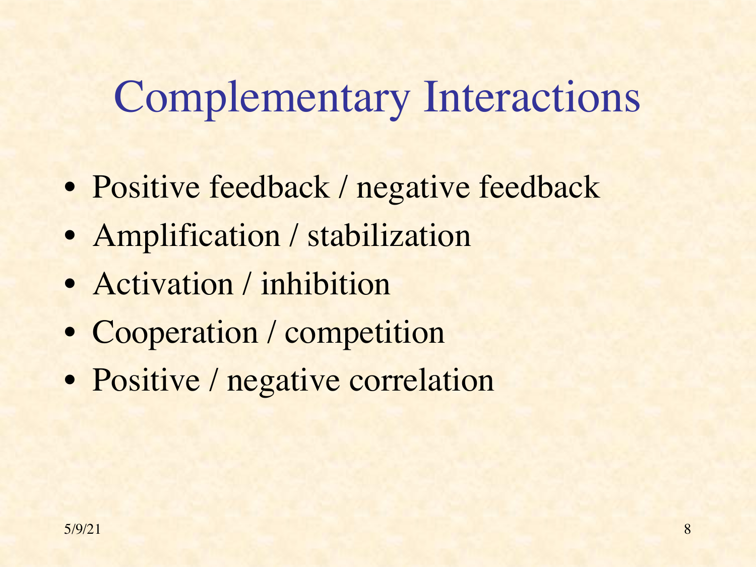# Complementary Interactions

- Positive feedback / negative feedback
- Amplification / stabilization
- Activation / inhibition
- Cooperation / competition
- Positive / negative correlation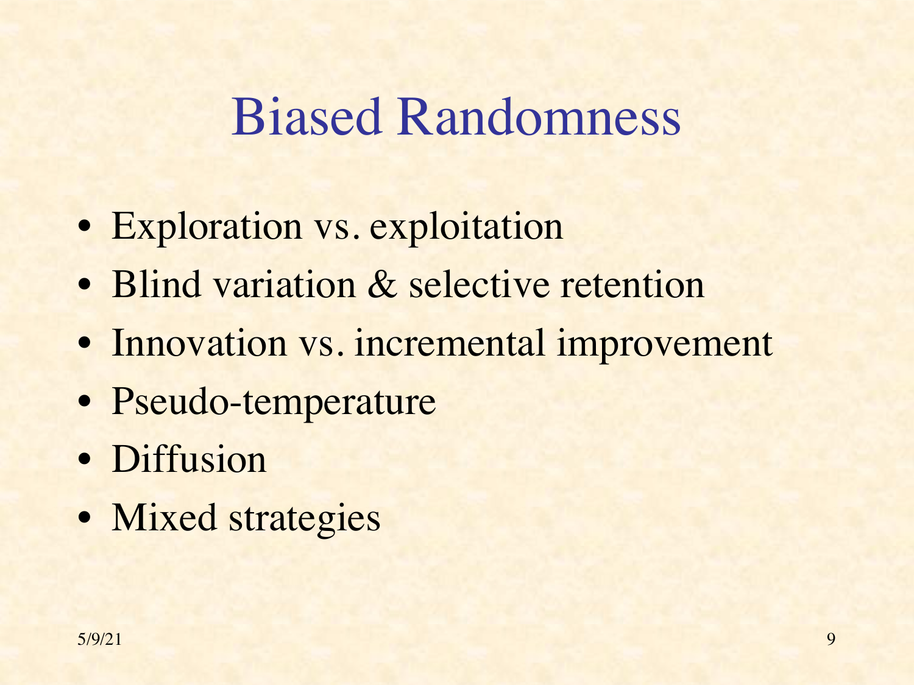# Biased Randomness

- Exploration vs. exploitation
- Blind variation & selective retention
- Innovation vs. incremental improvement
- Pseudo-temperature
- Diffusion
- Mixed strategies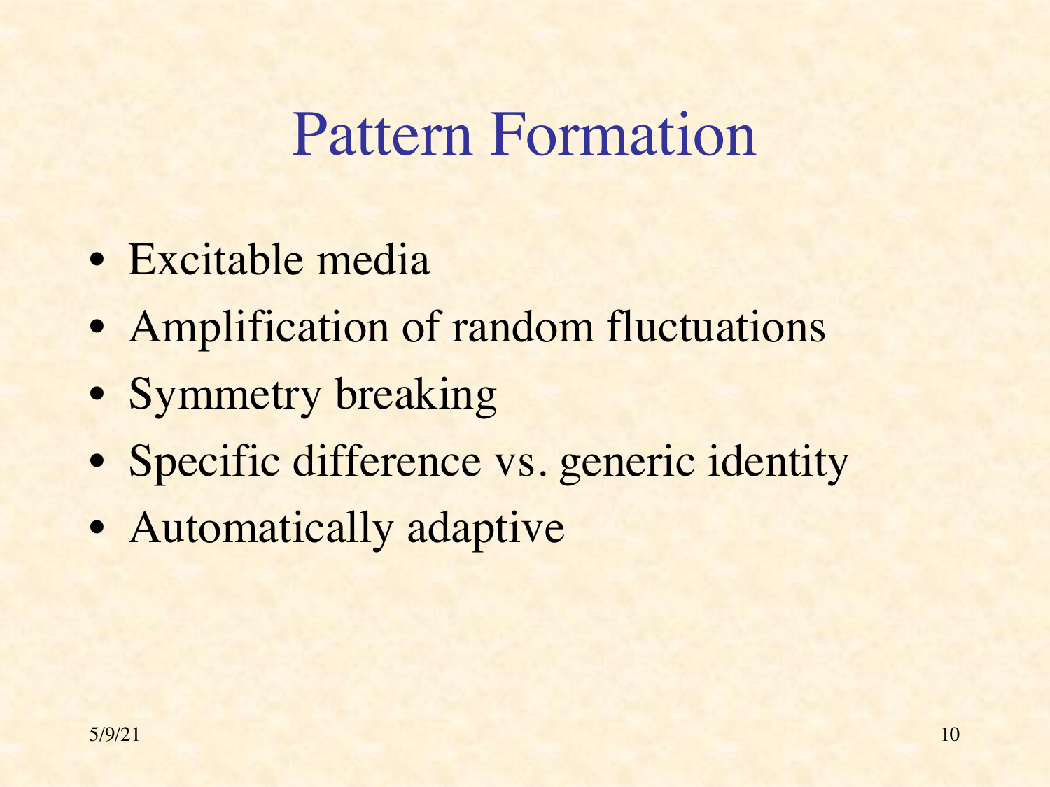# Pattern Formation

- Excitable media
- Amplification of random fluctuations
- Symmetry breaking
- Specific difference vs. generic identity
- Automatically adaptive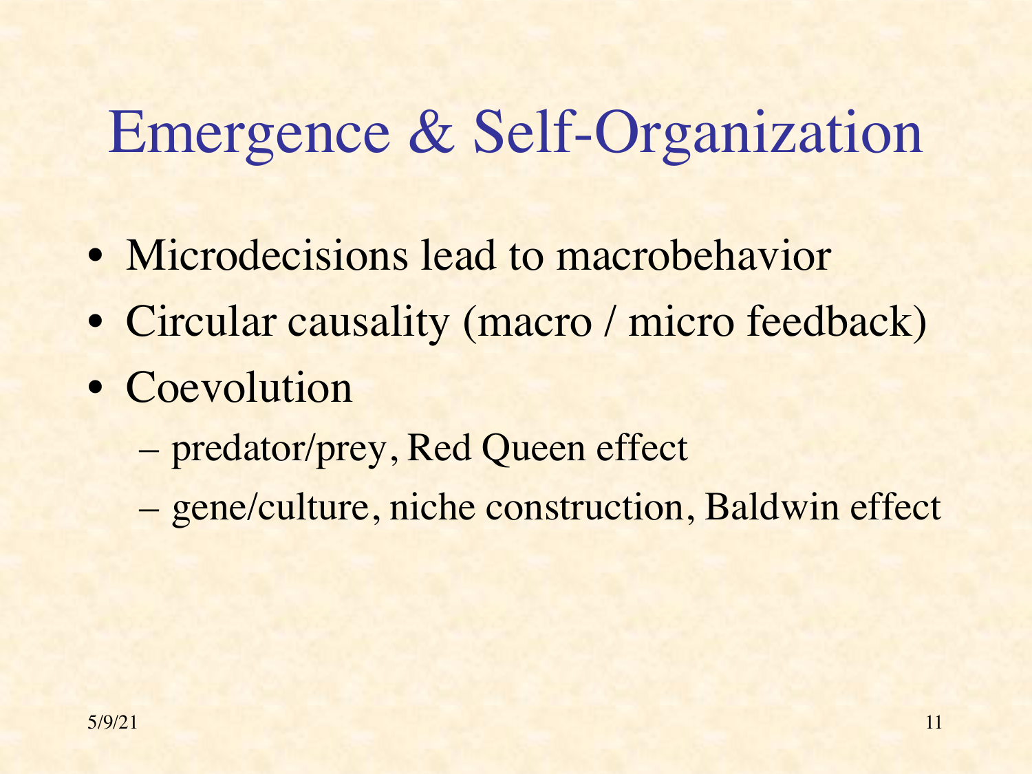# Emergence & Self-Organization

- Microdecisions lead to macrobehavior
- Circular causality (macro / micro feedback)
- Coevolution
  - predator/prey, Red Queen effect
  - gene/culture, niche construction, Baldwin effect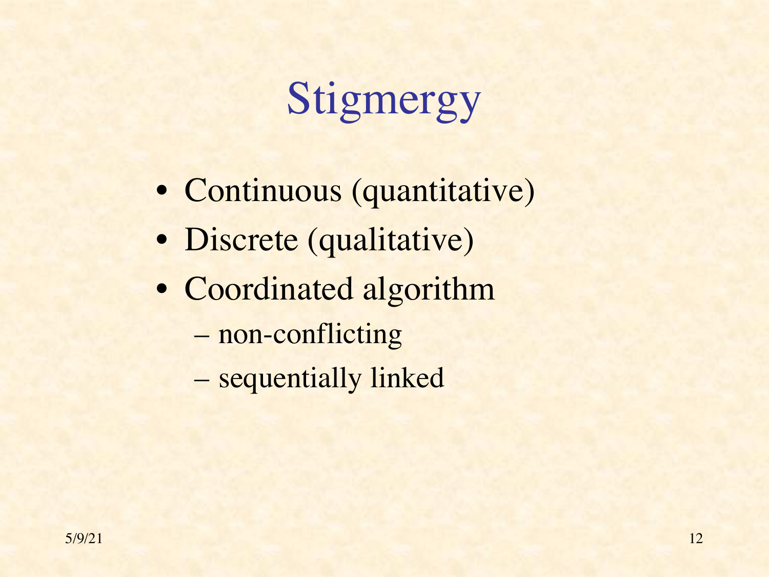# Stigmergy

- Continuous (quantitative)
- Discrete (qualitative)
- Coordinated algorithm
  - non-conflicting
  - sequentially linked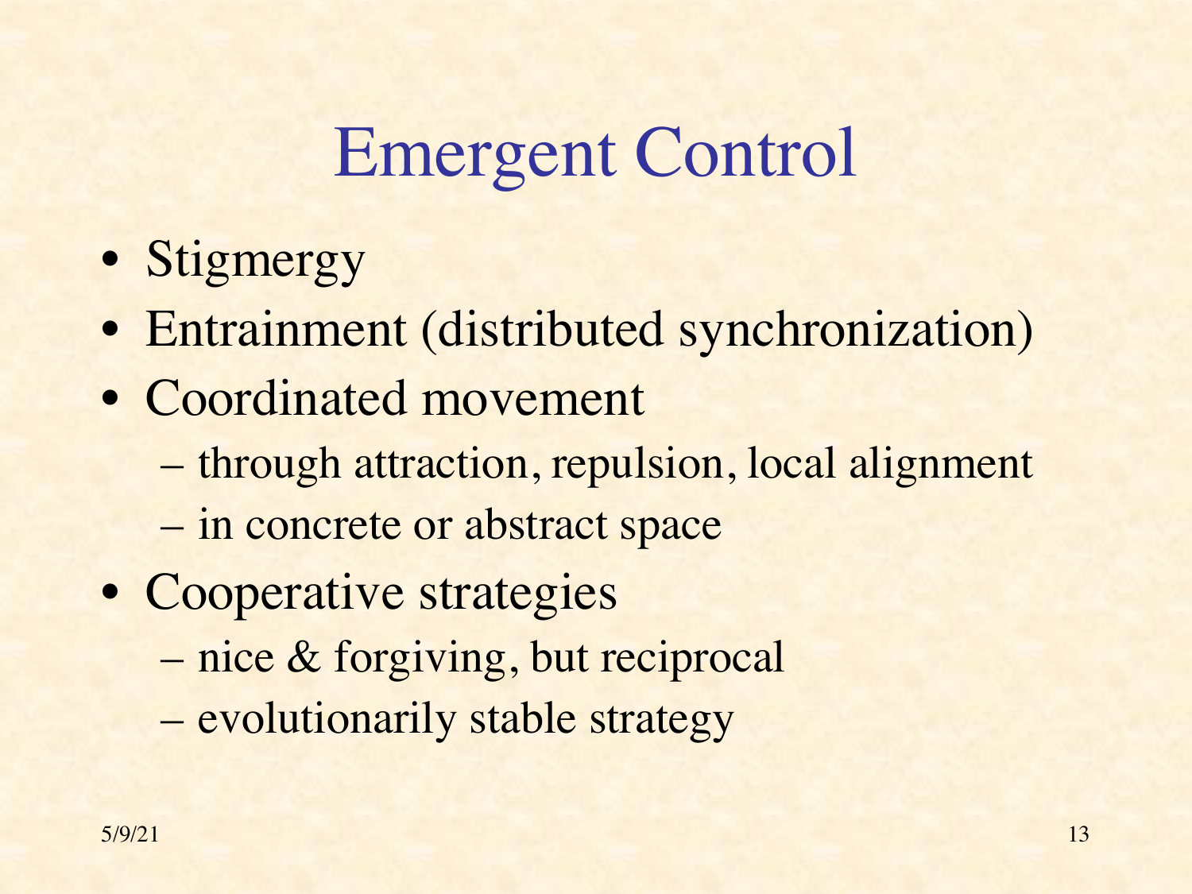# Emergent Control

- Stigmergy
- Entrainment (distributed synchronization)
- Coordinated movement
  - through attraction, repulsion, local alignment
  - in concrete or abstract space
- Cooperative strategies
  - nice & forgiving, but reciprocal
  - evolutionarily stable strategy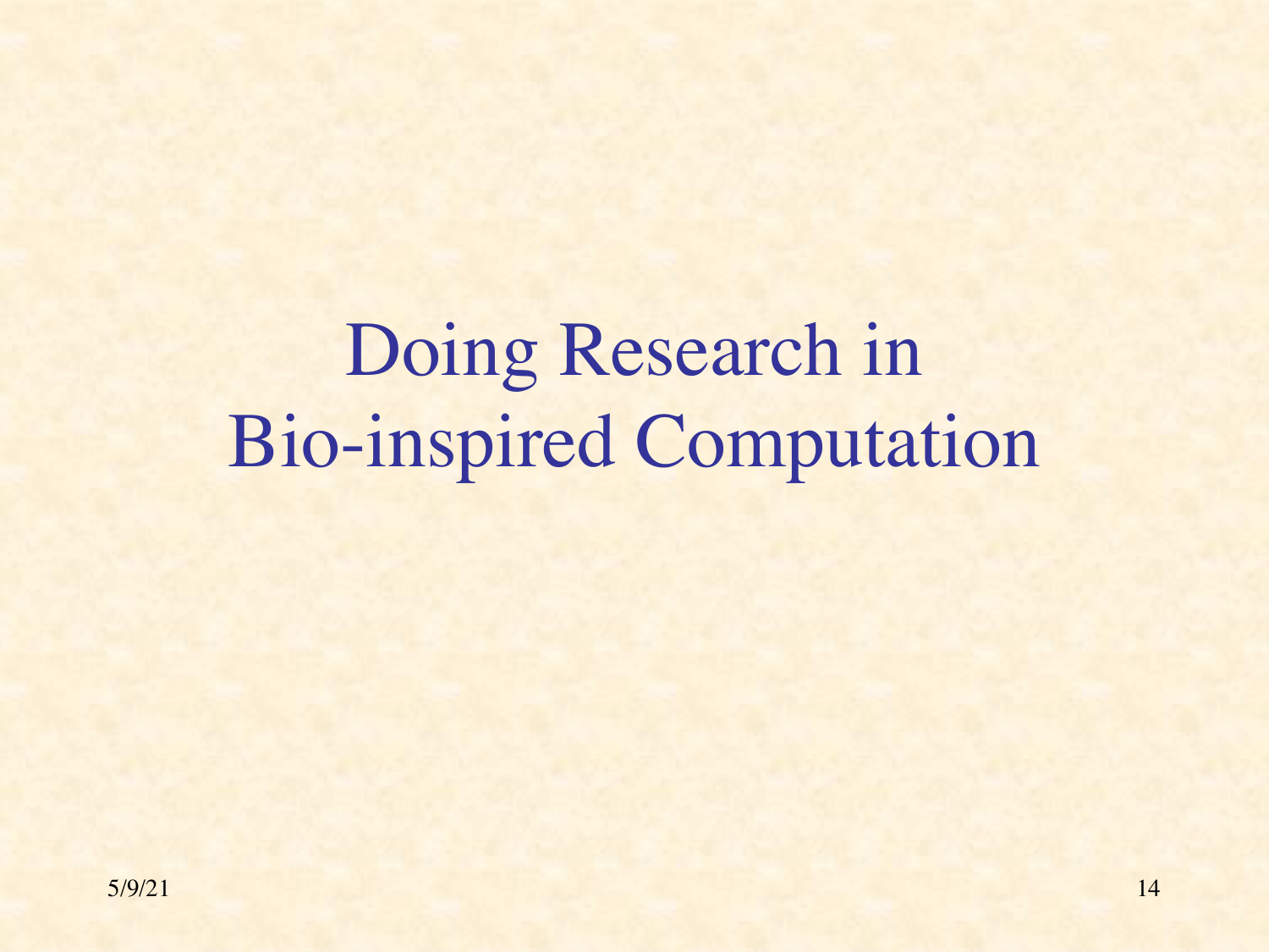# Doing Research in Bio-inspired Computation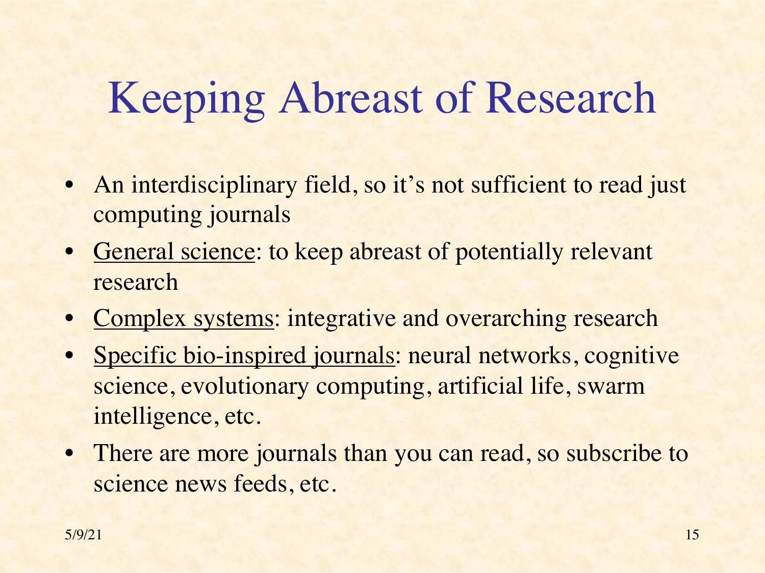# Keeping Abreast of Research

- An interdisciplinary field, so it's not sufficient to read just computing journals
- General science: to keep abreast of potentially relevant research
- Complex systems: integrative and overarching research
- Specific bio-inspired journals: neural networks, cognitive science, evolutionary computing, artificial life, swarm intelligence, etc.
- There are more journals than you can read, so subscribe to science news feeds, etc.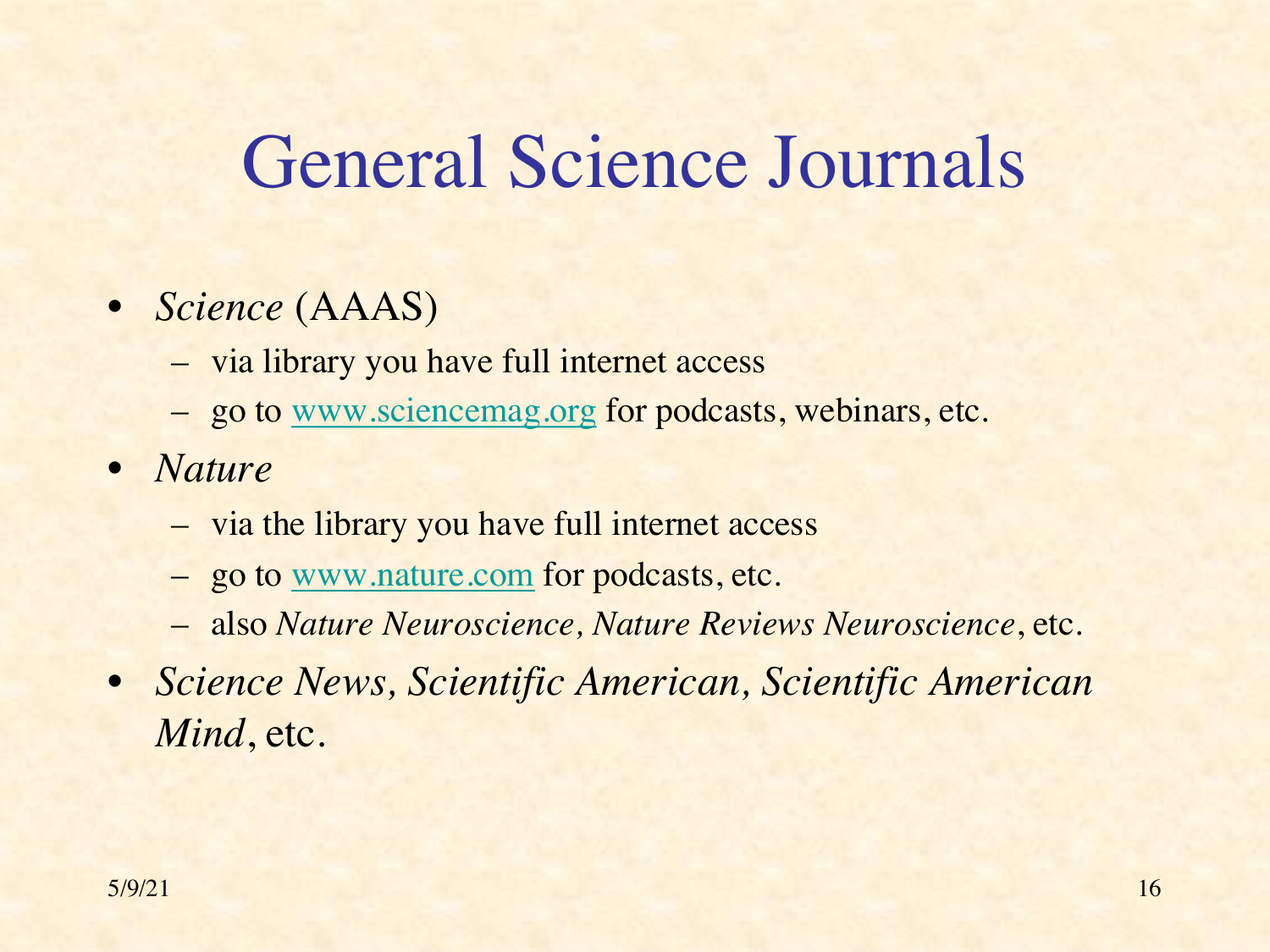# General Science Journals

- *Science* (AAAS)
  - via library you have full internet access
  - go to [www.sciencemag.org](http://www.sciencemag.org) for podcasts, webinars, etc.
- *Nature*
  - via the library you have full internet access
  - go to [www.nature.com](http://www.nature.com) for podcasts, etc.
  - also *Nature Neuroscience, Nature Reviews Neuroscience*, etc.
- *Science News, Scientific American, Scientific American Mind*, etc.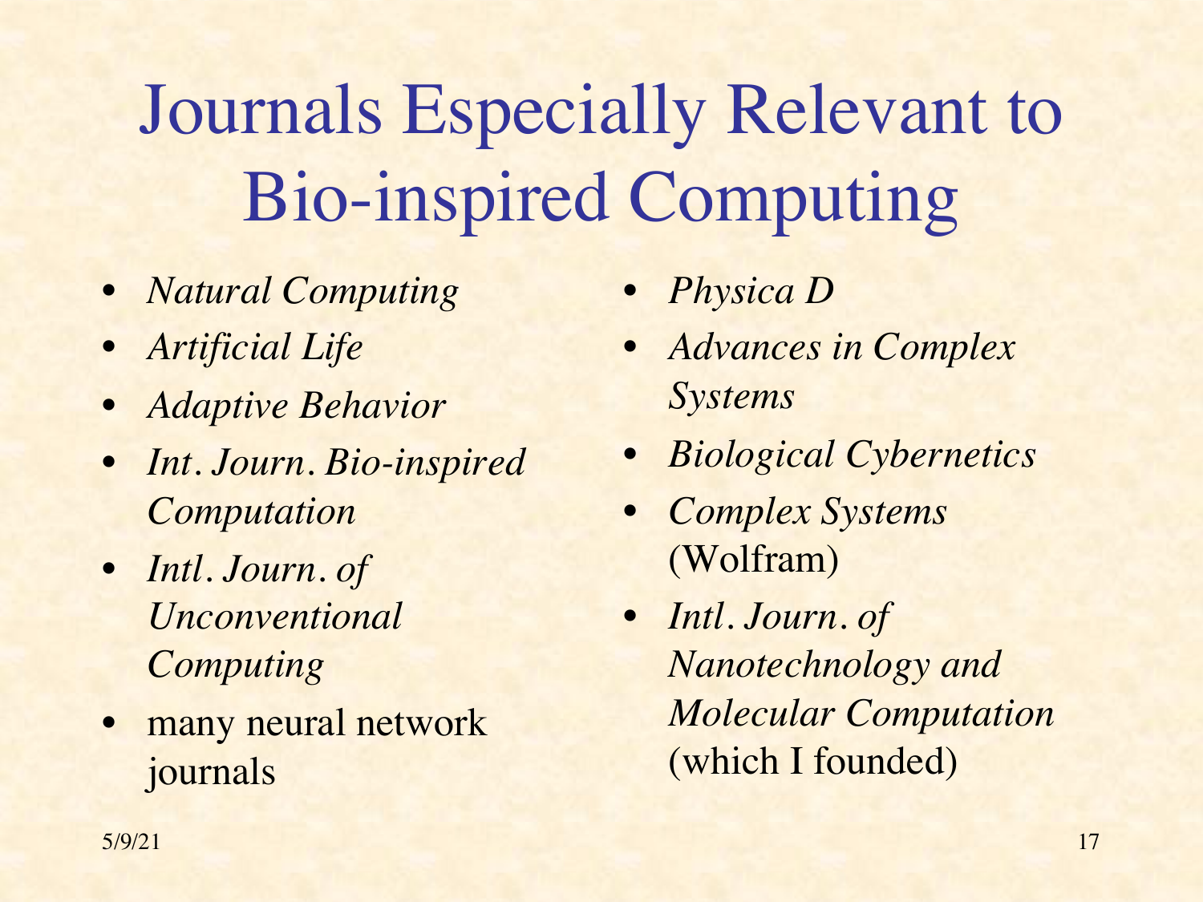# Journals Especially Relevant to Bio-inspired Computing

- *Natural Computing*
- *Artificial Life*
- *Adaptive Behavior*
- *Int. Journ. Bio-inspired Computation*
- *Intl. Journ. of Unconventional Computing*
- many neural network journals
- *Physica D*
- *Advances in Complex Systems*
- *Biological Cybernetics*
- *Complex Systems* (Wolfram)
- *Intl. Journ. of Nanotechnology and Molecular Computation* (which I founded)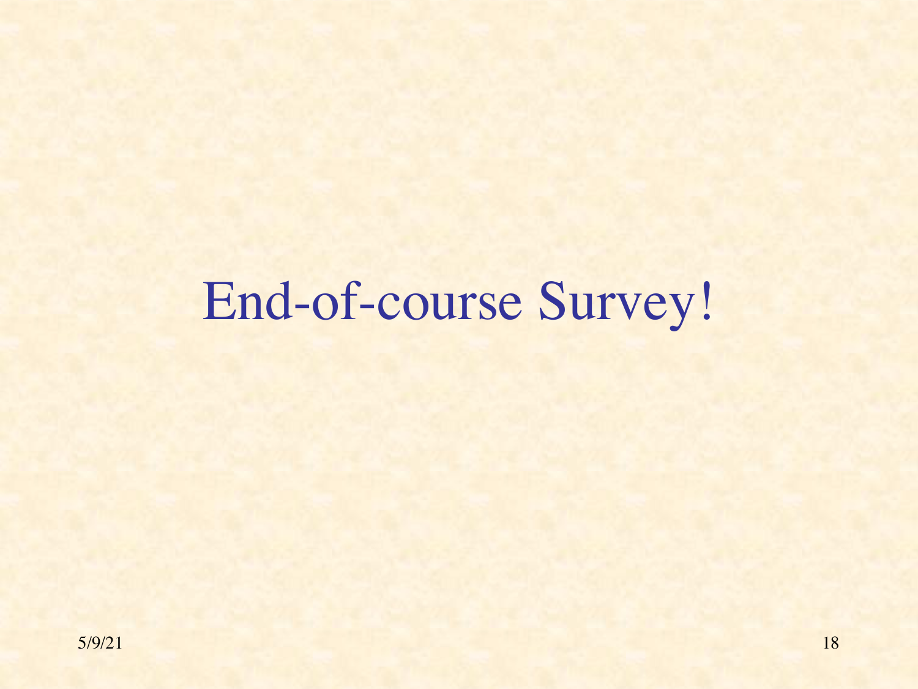# End-of-course Survey!